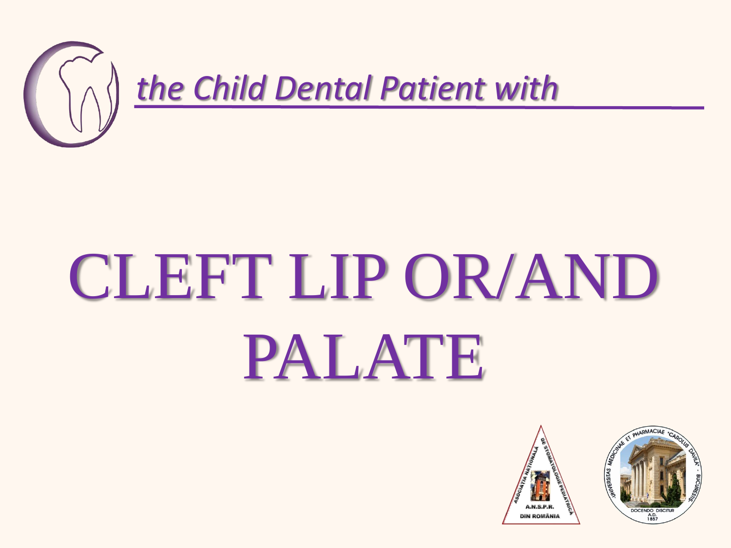*the Child Dental Patient with*

# CLEFT LIP OR/AND PALATE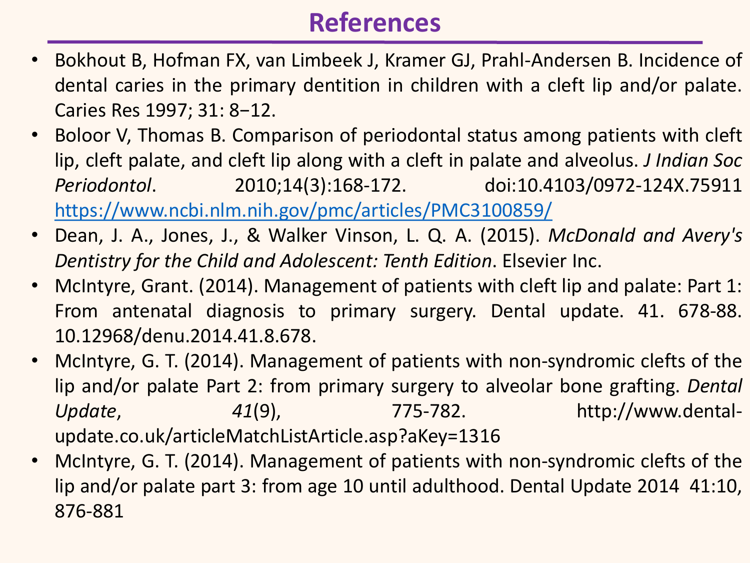# References

- Bokhout B, Hofman FX, van Limbeek J, Kramer GJ, Prahl-Andersen B. Incidence of dental caries in the primary dentition in children with a cleft lip and/or palate. Caries Res 1997; 31: 8−12.
- Boloor V, Thomas B. Comparison of periodontal status among patients with cleft lip, cleft palate, and cleft lip along with a cleft in palate and alveolus. *J Indian Soc Periodontol*. 2010;14(3):168-172. doi:10.4103/0972-124X.75911 https://www.ncbi.nlm.nih.gov/pmc/articles/PMC3100859/
- Dean, J. A., Jones, J., & Walker Vinson, L. Q. A. (2015). *McDonald and Avery's Dentistry for the Child and Adolescent: Tenth Edition*. Elsevier Inc.
- McIntyre, Grant. (2014). Management of patients with cleft lip and palate: Part 1: From antenatal diagnosis to primary surgery. Dental update. 41. 678-88. 10.12968/denu.2014.41.8.678.
- McIntyre, G. T. (2014). Management of patients with non-syndromic clefts of the lip and/or palate Part 2: from primary surgery to alveolar bone grafting. *Dental Update*, *41*(9), 775-782. http://www.dental-update.co.uk/articleMatchListArticle.asp?aKey=1316
- McIntyre, G. T. (2014). Management of patients with non-syndromic clefts of the lip and/or palate part 3: from age 10 until adulthood. Dental Update 2014 41:10, 876-881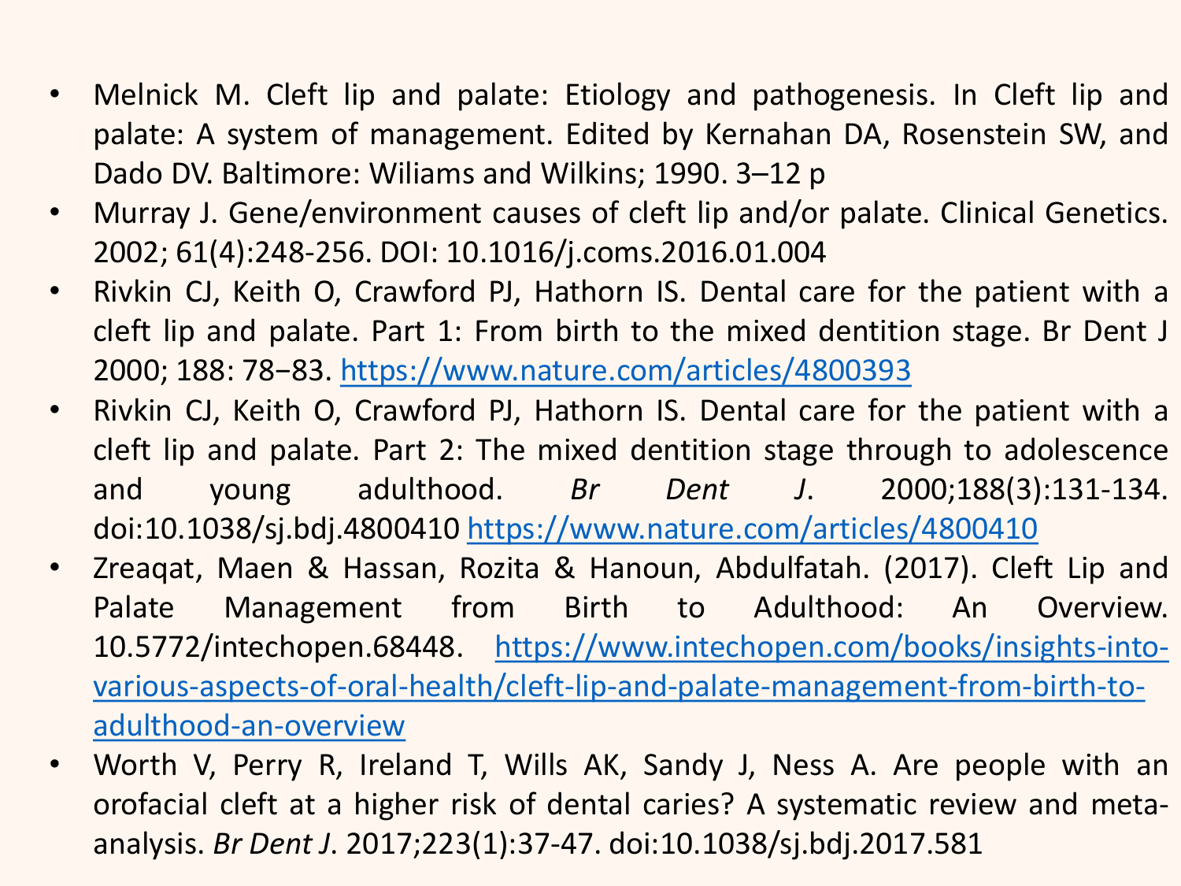- Melnick M. Cleft lip and palate: Etiology and pathogenesis. In Cleft lip and palate: A system of management. Edited by Kernahan DA, Rosenstein SW, and Dado DV. Baltimore: Wiliams and Wilkins; 1990. 3–12 p
- Murray J. Gene/environment causes of cleft lip and/or palate. Clinical Genetics. 2002; 61(4):248-256. DOI: 10.1016/j.coms.2016.01.004
- Rivkin CJ, Keith O, Crawford PJ, Hathorn IS. Dental care for the patient with a cleft lip and palate. Part 1: From birth to the mixed dentition stage. Br Dent J 2000; 188: 78−83. https://www.nature.com/articles/4800393
- Rivkin CJ, Keith O, Crawford PJ, Hathorn IS. Dental care for the patient with a cleft lip and palate. Part 2: The mixed dentition stage through to adolescence and young adulthood. *Br Dent J*. 2000;188(3):131-134. doi:10.1038/sj.bdj.4800410 https://www.nature.com/articles/4800410
- Zreaqat, Maen & Hassan, Rozita & Hanoun, Abdulfatah. (2017). Cleft Lip and Palate Management from Birth to Adulthood: An Overview. 10.5772/intechopen.68448. https://www.intechopen.com/books/insights-into-various-aspects-of-oral-health/cleft-lip-and-palate-management-from-birth-to-adulthood-an-overview
- Worth V, Perry R, Ireland T, Wills AK, Sandy J, Ness A. Are people with an orofacial cleft at a higher risk of dental caries? A systematic review and meta-analysis. *Br Dent J*. 2017;223(1):37-47. doi:10.1038/sj.bdj.2017.581